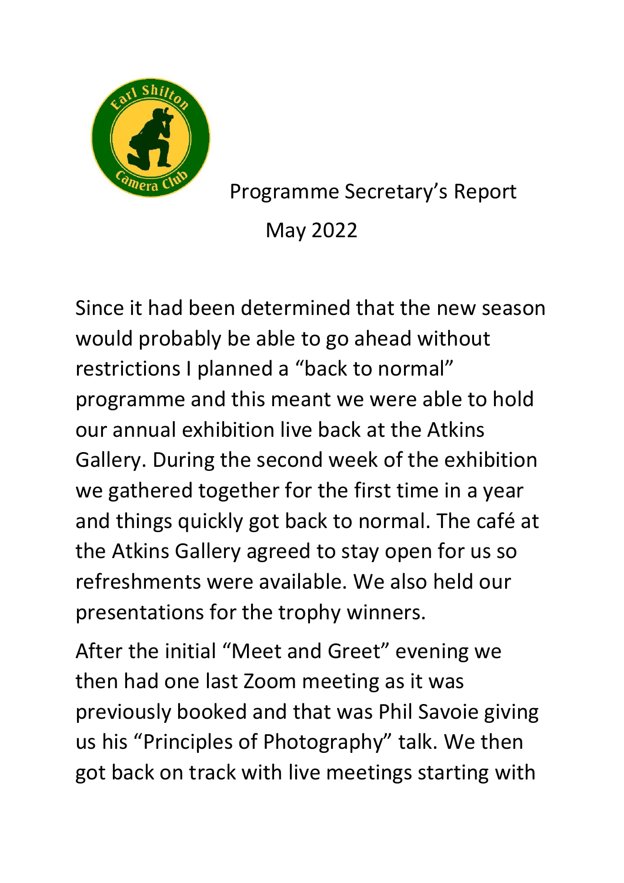# Programme Secretary's Report

## May 2022

Since it had been determined that the new season would probably be able to go ahead without restrictions I planned a "back to normal" programme and this meant we were able to hold our annual exhibition live back at the Atkins Gallery. During the second week of the exhibition we gathered together for the first time in a year and things quickly got back to normal. The café at the Atkins Gallery agreed to stay open for us so refreshments were available. We also held our presentations for the trophy winners.

After the initial "Meet and Greet" evening we then had one last Zoom meeting as it was previously booked and that was Phil Savoie giving us his "Principles of Photography" talk. We then got back on track with live meetings starting with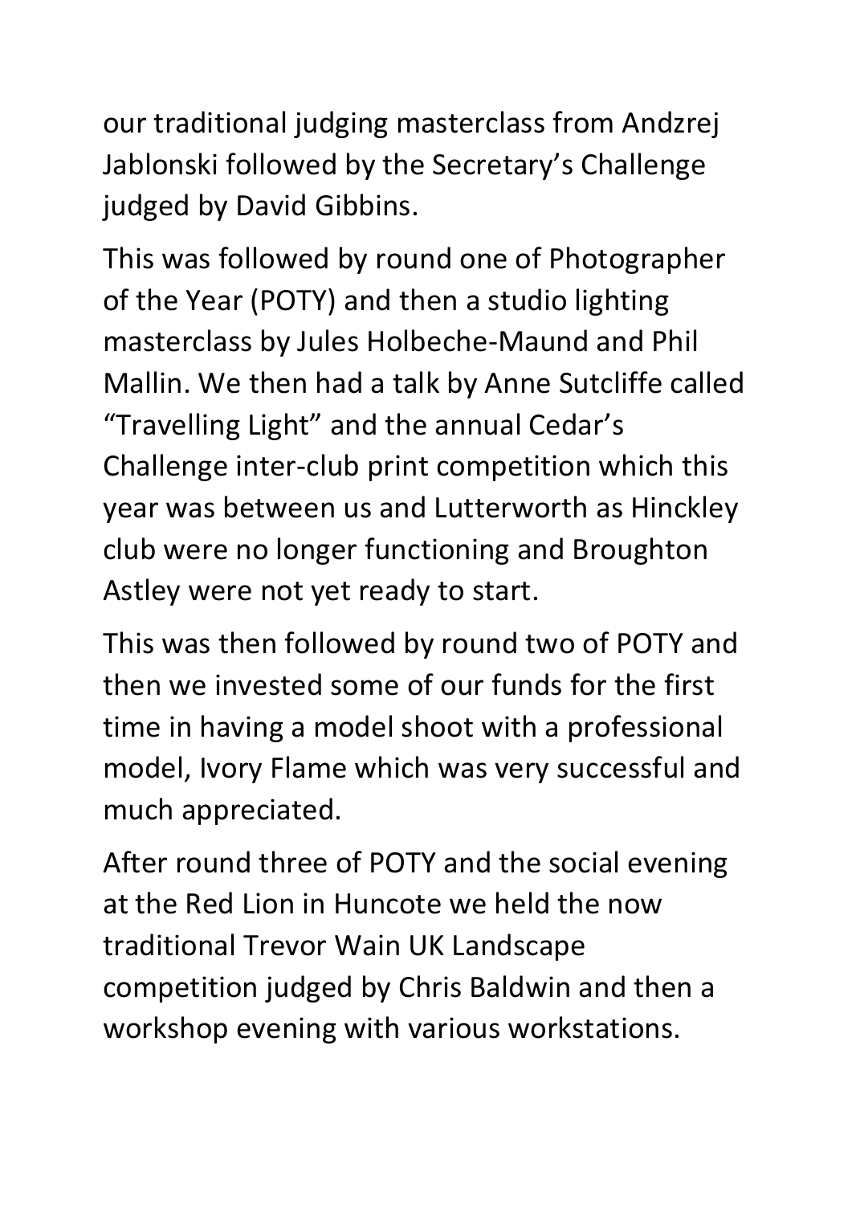our traditional judging masterclass from Andzrej Jablonski followed by the Secretary's Challenge judged by David Gibbins.

This was followed by round one of Photographer of the Year (POTY) and then a studio lighting masterclass by Jules Holbeche-Maund and Phil Mallin. We then had a talk by Anne Sutcliffe called "Travelling Light" and the annual Cedar's Challenge inter-club print competition which this year was between us and Lutterworth as Hinckley club were no longer functioning and Broughton Astley were not yet ready to start.

This was then followed by round two of POTY and then we invested some of our funds for the first time in having a model shoot with a professional model, Ivory Flame which was very successful and much appreciated.

After round three of POTY and the social evening at the Red Lion in Huncote we held the now traditional Trevor Wain UK Landscape competition judged by Chris Baldwin and then a workshop evening with various workstations.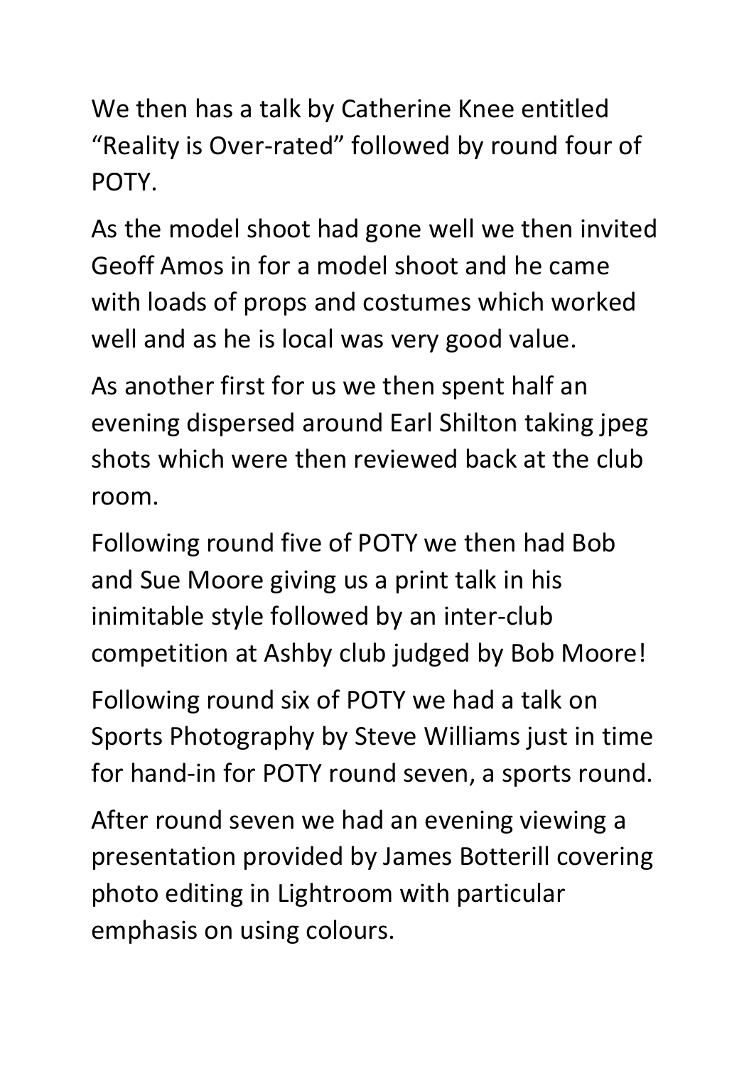We then has a talk by Catherine Knee entitled "Reality is Over-rated" followed by round four of POTY.

As the model shoot had gone well we then invited Geoff Amos in for a model shoot and he came with loads of props and costumes which worked well and as he is local was very good value.

As another first for us we then spent half an evening dispersed around Earl Shilton taking jpeg shots which were then reviewed back at the club room.

Following round five of POTY we then had Bob and Sue Moore giving us a print talk in his inimitable style followed by an inter-club competition at Ashby club judged by Bob Moore!

Following round six of POTY we had a talk on Sports Photography by Steve Williams just in time for hand-in for POTY round seven, a sports round.

After round seven we had an evening viewing a presentation provided by James Botterill covering photo editing in Lightroom with particular emphasis on using colours.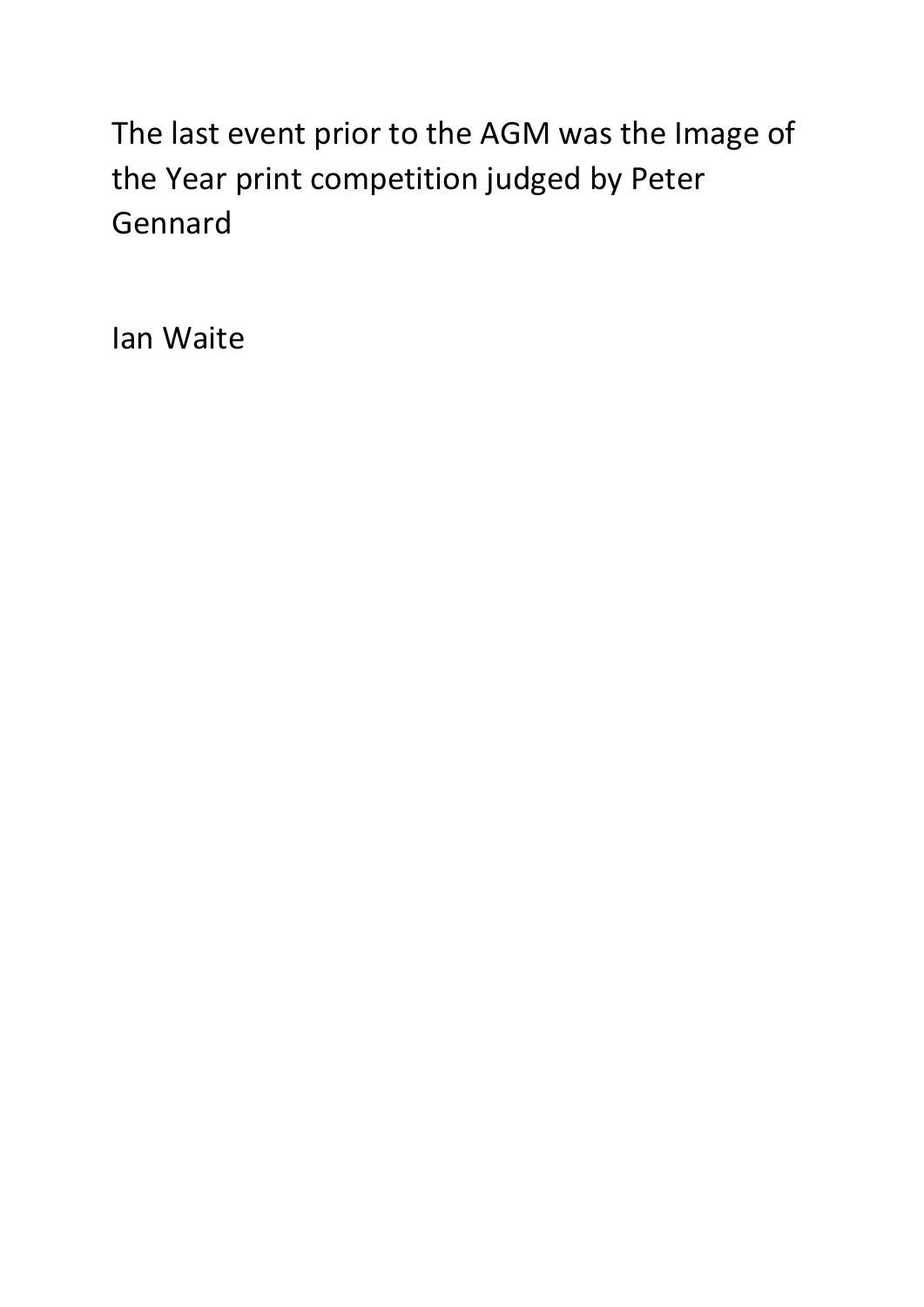The last event prior to the AGM was the Image of the Year print competition judged by Peter Gennard

Ian Waite